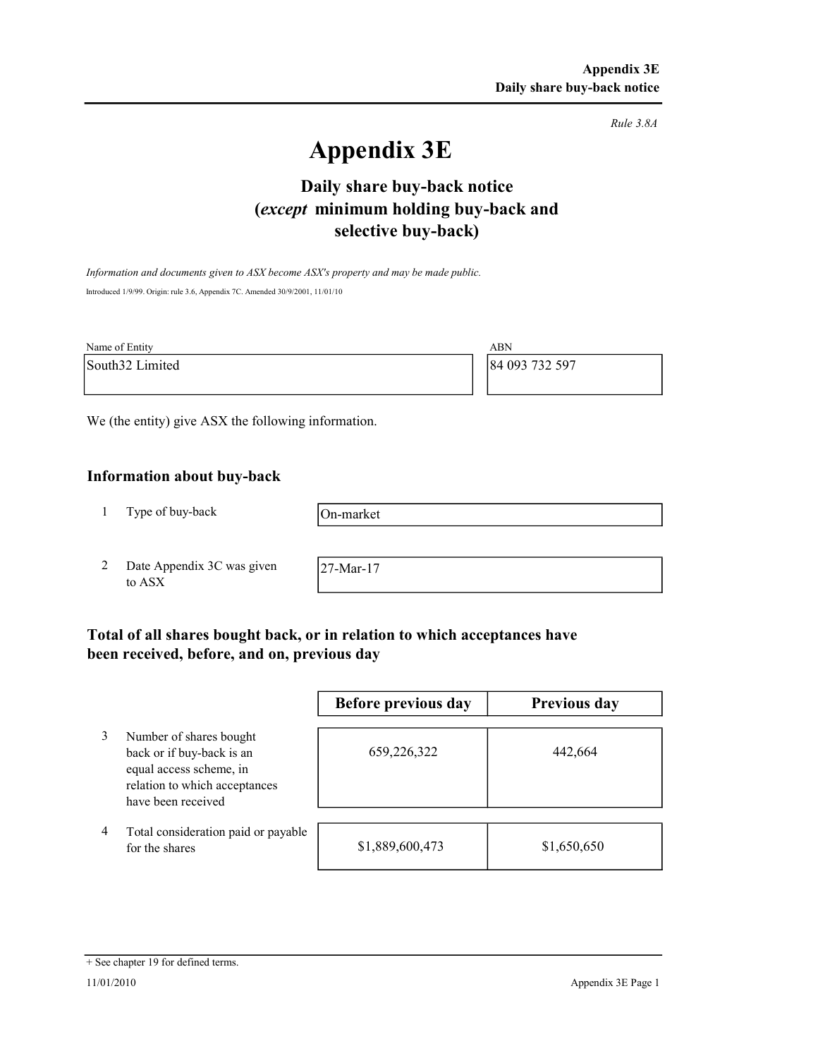Rule 3.8A

# Appendix 3E

## Daily share buy-back notice (*except* minimum holding buy-back and selective buy-back)

*Information and documents given to ASX become ASX's property and may be made public.*

Introduced 1/9/99. Origin: rule 3.6, Appendix 7C. Amended 30/9/2001, 11/01/10

| Name of Entity | ABN |
|---|---|
| South32 Limited | 84 093 732 597 |

We (the entity) give ASX the following information.

### Information about buy-back

| | | |
|---|---|---|
| 1 | Type of buy-back | On-market |
| 2 | Date Appendix 3C was given to ASX | 27-Mar-17 |

### Total of all shares bought back, or in relation to which acceptances have been received, before, and on, previous day

| | | Before previous day | Previous day |
|---|---|---|---|
| 3 | Number of shares bought back or if buy-back is an equal access scheme, in relation to which acceptances have been received | 659,226,322 | 442,664 |
| 4 | Total consideration paid or payable for the shares | $1,889,600,473 | $1,650,650 |

+ See chapter 19 for defined terms.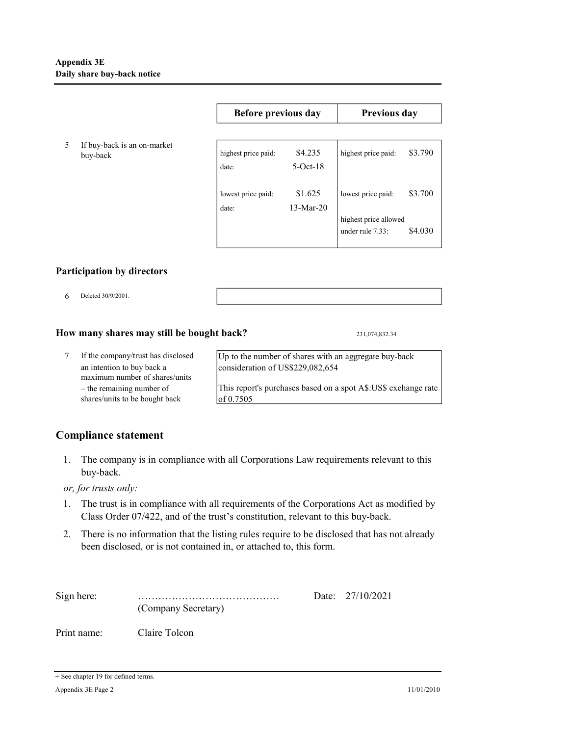**Appendix 3E**
**Daily share buy-back notice**

| | Before previous day | | Previous day | |
|---|---|---|---|---|
| 5 If buy-back is an on-market buy-back | highest price paid: | $4.235 | highest price paid: | $3.790 |
| | date: | 5-Oct-18 | | |
| | lowest price paid: | $1.625 | lowest price paid: | $3.700 |
| | date: | 13-Mar-20 | | |
| | | | highest price allowed under rule 7.33: | $4.030 |

## Participation by directors

| | |
|---|---|
| 6 Deleted 30/9/2001. | |

## How many shares may still be bought back?

231,074,832.34

| | |
|---|---|
| 7 If the company/trust has disclosed an intention to buy back a maximum number of shares/units – the remaining number of shares/units to be bought back | Up to the number of shares with an aggregate buy-back consideration of US$229,082,654<br><br>This report's purchases based on a spot A$:US$ exchange rate of 0.7505 |

## Compliance statement

1. The company is in compliance with all Corporations Law requirements relevant to this buy-back.

*or, for trusts only:*

1. The trust is in compliance with all requirements of the Corporations Act as modified by Class Order 07/422, and of the trust's constitution, relevant to this buy-back.
2. There is no information that the listing rules require to be disclosed that has not already been disclosed, or is not contained in, or attached to, this form.

Sign here: …………………………………… (Company Secretary) Date: 27/10/2021

Print name: Claire Tolcon

+ See chapter 19 for defined terms.